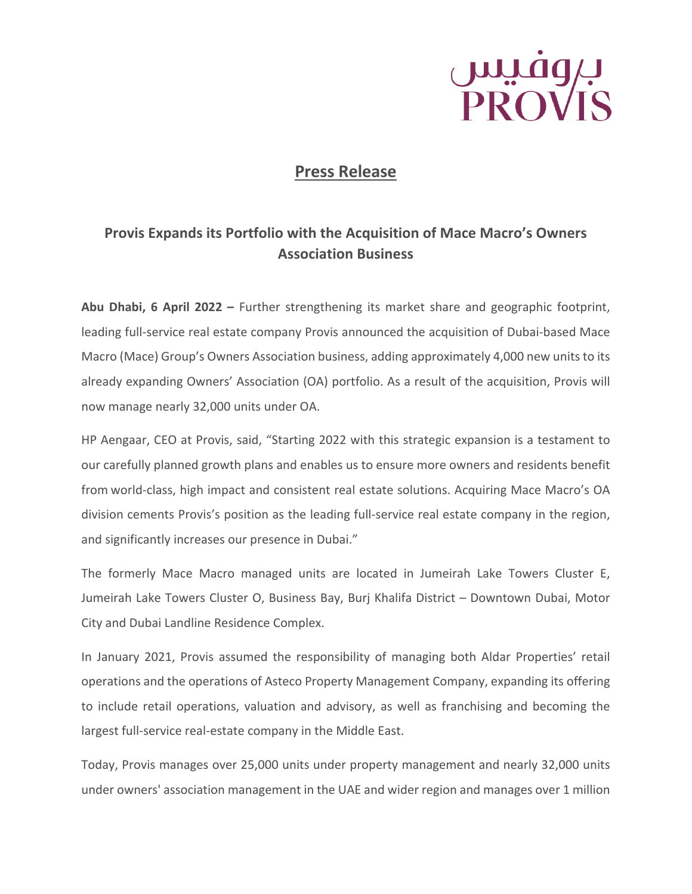بروفيس
PROVIS

# Press Release

## Provis Expands its Portfolio with the Acquisition of Mace Macro's Owners Association Business

**Abu Dhabi, 6 April 2022 –** Further strengthening its market share and geographic footprint, leading full-service real estate company Provis announced the acquisition of Dubai-based Mace Macro (Mace) Group's Owners Association business, adding approximately 4,000 new units to its already expanding Owners' Association (OA) portfolio. As a result of the acquisition, Provis will now manage nearly 32,000 units under OA.

HP Aengaar, CEO at Provis, said, "Starting 2022 with this strategic expansion is a testament to our carefully planned growth plans and enables us to ensure more owners and residents benefit from world-class, high impact and consistent real estate solutions. Acquiring Mace Macro's OA division cements Provis's position as the leading full-service real estate company in the region, and significantly increases our presence in Dubai."

The formerly Mace Macro managed units are located in Jumeirah Lake Towers Cluster E, Jumeirah Lake Towers Cluster O, Business Bay, Burj Khalifa District – Downtown Dubai, Motor City and Dubai Landline Residence Complex.

In January 2021, Provis assumed the responsibility of managing both Aldar Properties' retail operations and the operations of Asteco Property Management Company, expanding its offering to include retail operations, valuation and advisory, as well as franchising and becoming the largest full-service real-estate company in the Middle East.

Today, Provis manages over 25,000 units under property management and nearly 32,000 units under owners' association management in the UAE and wider region and manages over 1 million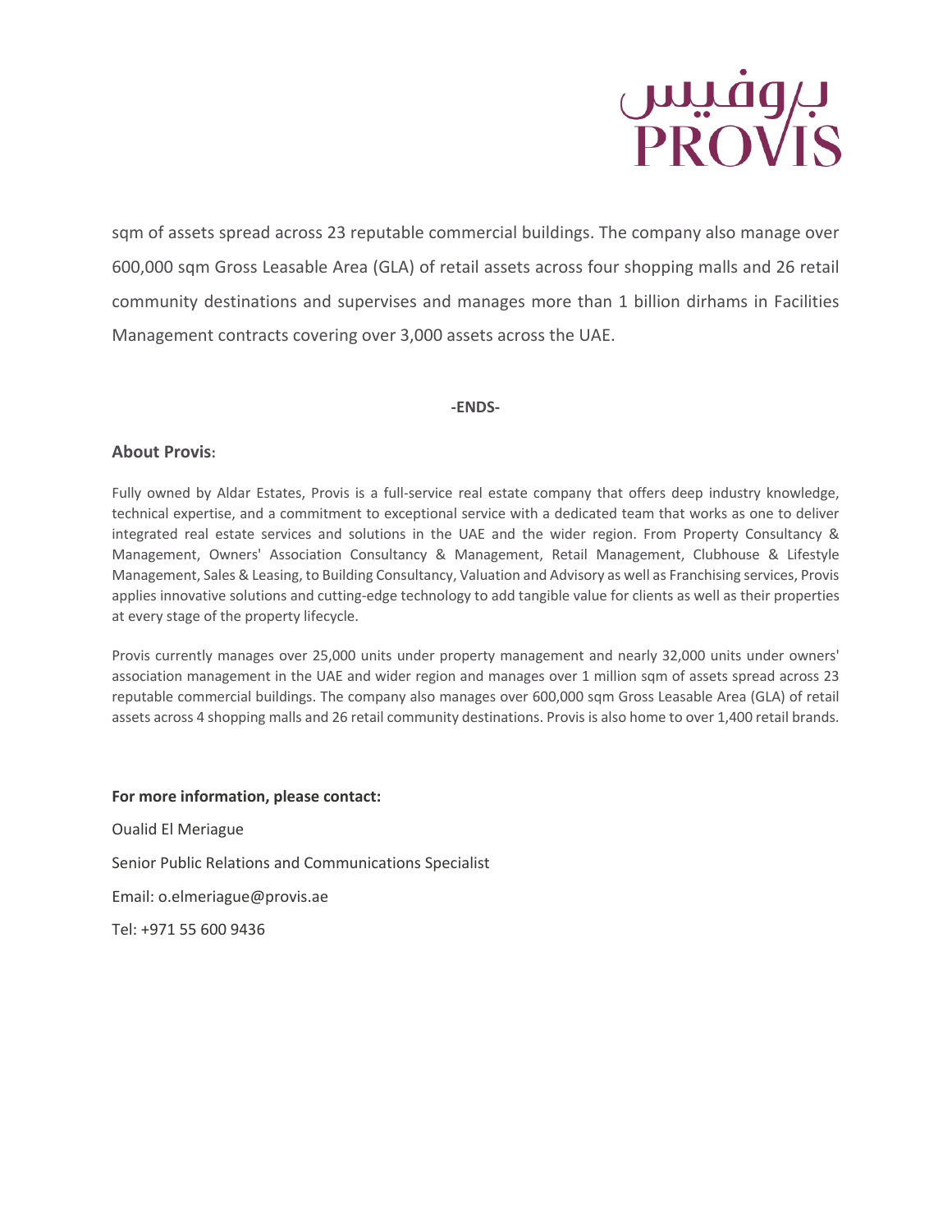sqm of assets spread across 23 reputable commercial buildings. The company also manage over 600,000 sqm Gross Leasable Area (GLA) of retail assets across four shopping malls and 26 retail community destinations and supervises and manages more than 1 billion dirhams in Facilities Management contracts covering over 3,000 assets across the UAE.

**-ENDS-**

## About Provis:

Fully owned by Aldar Estates, Provis is a full-service real estate company that offers deep industry knowledge, technical expertise, and a commitment to exceptional service with a dedicated team that works as one to deliver integrated real estate services and solutions in the UAE and the wider region. From Property Consultancy & Management, Owners' Association Consultancy & Management, Retail Management, Clubhouse & Lifestyle Management, Sales & Leasing, to Building Consultancy, Valuation and Advisory as well as Franchising services, Provis applies innovative solutions and cutting-edge technology to add tangible value for clients as well as their properties at every stage of the property lifecycle.

Provis currently manages over 25,000 units under property management and nearly 32,000 units under owners' association management in the UAE and wider region and manages over 1 million sqm of assets spread across 23 reputable commercial buildings. The company also manages over 600,000 sqm Gross Leasable Area (GLA) of retail assets across 4 shopping malls and 26 retail community destinations. Provis is also home to over 1,400 retail brands.

**For more information, please contact:**

Oualid El Meriague

Senior Public Relations and Communications Specialist

Email: o.elmeriague@provis.ae

Tel: +971 55 600 9436